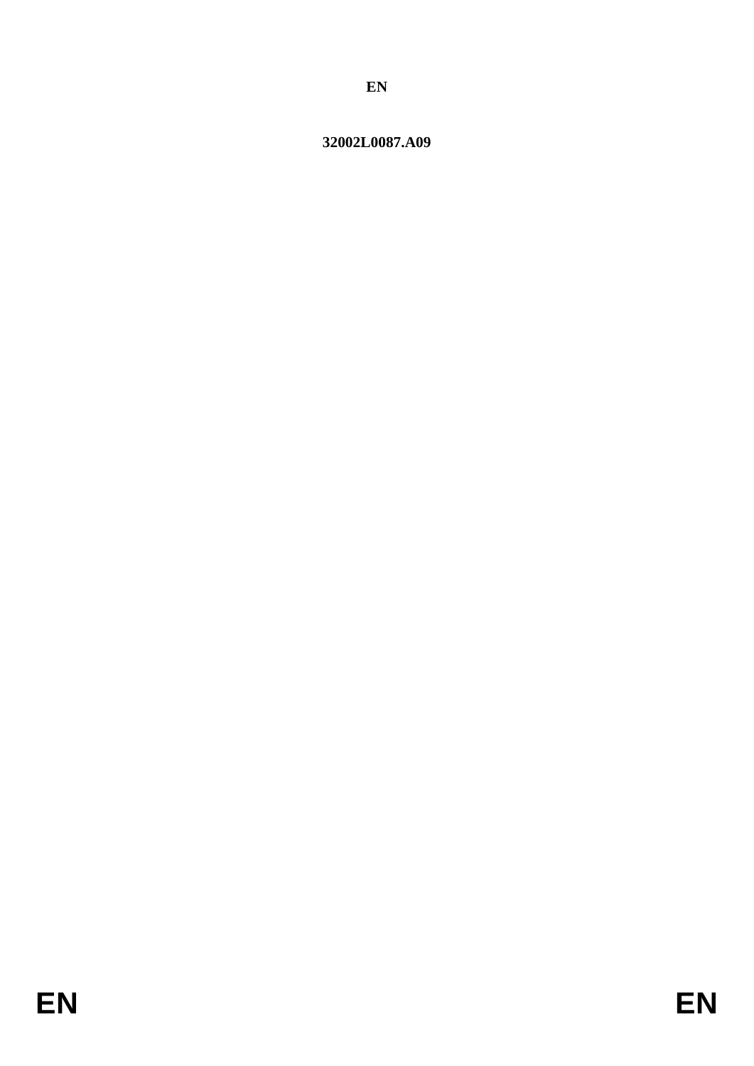**EN**

**32002L0087.A09**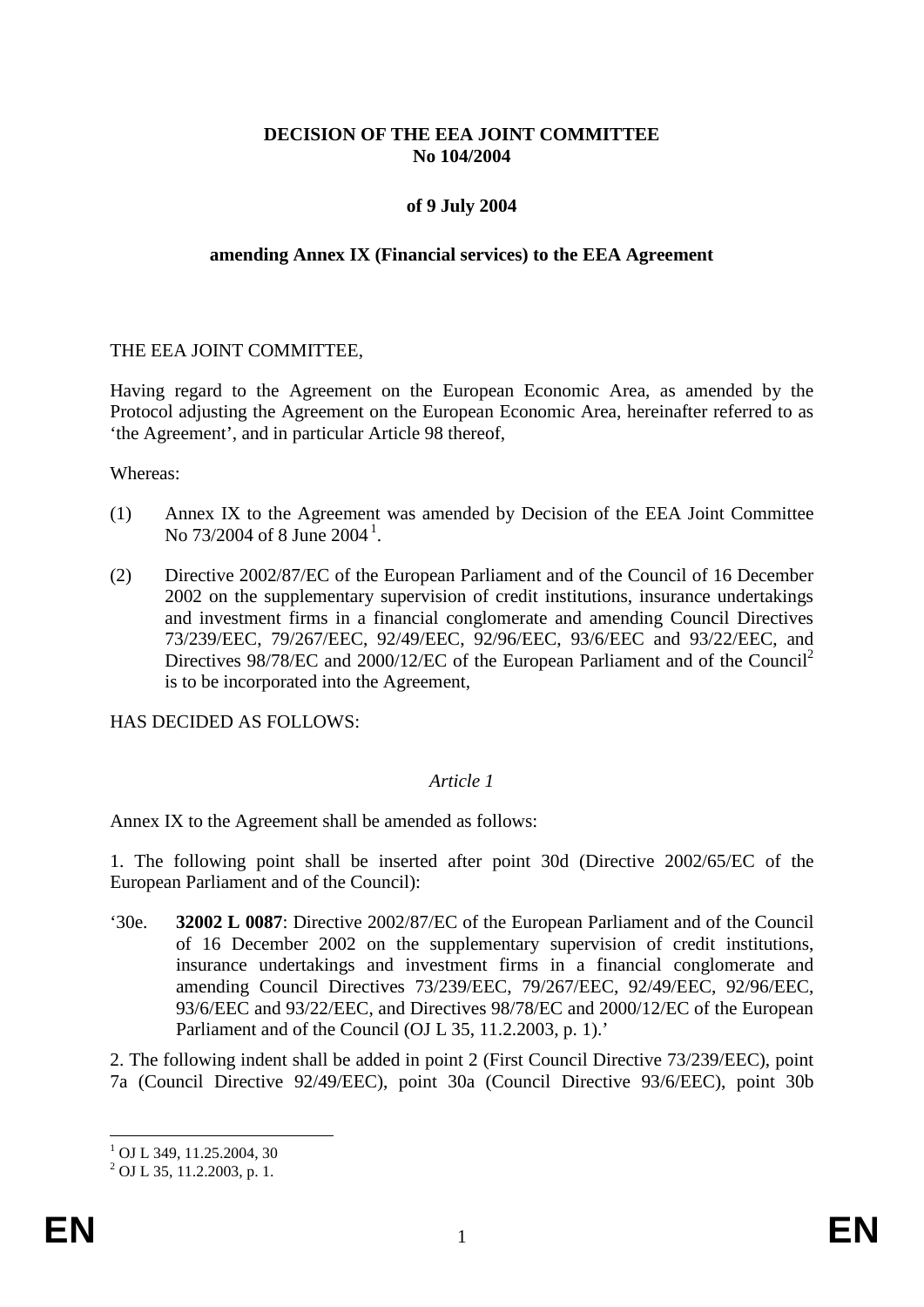**DECISION OF THE EEA JOINT COMMITTEE**
**No 104/2004**

**of 9 July 2004**

**amending Annex IX (Financial services) to the EEA Agreement**

THE EEA JOINT COMMITTEE,

Having regard to the Agreement on the European Economic Area, as amended by the Protocol adjusting the Agreement on the European Economic Area, hereinafter referred to as 'the Agreement', and in particular Article 98 thereof,

Whereas:

(1) Annex IX to the Agreement was amended by Decision of the EEA Joint Committee No 73/2004 of 8 June 2004[1].

(2) Directive 2002/87/EC of the European Parliament and of the Council of 16 December 2002 on the supplementary supervision of credit institutions, insurance undertakings and investment firms in a financial conglomerate and amending Council Directives 73/239/EEC, 79/267/EEC, 92/49/EEC, 92/96/EEC, 93/6/EEC and 93/22/EEC, and Directives 98/78/EC and 2000/12/EC of the European Parliament and of the Council[2] is to be incorporated into the Agreement,

HAS DECIDED AS FOLLOWS:

*Article 1*

Annex IX to the Agreement shall be amended as follows:

1. The following point shall be inserted after point 30d (Directive 2002/65/EC of the European Parliament and of the Council):

'30e. **32002 L 0087**: Directive 2002/87/EC of the European Parliament and of the Council of 16 December 2002 on the supplementary supervision of credit institutions, insurance undertakings and investment firms in a financial conglomerate and amending Council Directives 73/239/EEC, 79/267/EEC, 92/49/EEC, 92/96/EEC, 93/6/EEC and 93/22/EEC, and Directives 98/78/EC and 2000/12/EC of the European Parliament and of the Council (OJ L 35, 11.2.2003, p. 1).'

2. The following indent shall be added in point 2 (First Council Directive 73/239/EEC), point 7a (Council Directive 92/49/EEC), point 30a (Council Directive 93/6/EEC), point 30b

[1] OJ L 349, 11.25.2004, 30

[2] OJ L 35, 11.2.2003, p. 1.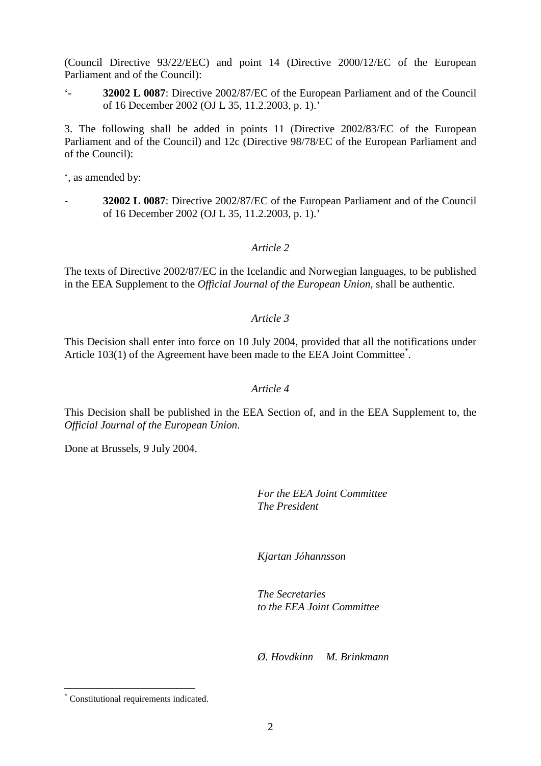(Council Directive 93/22/EEC) and point 14 (Directive 2000/12/EC of the European Parliament and of the Council):

'- **32002 L 0087**: Directive 2002/87/EC of the European Parliament and of the Council of 16 December 2002 (OJ L 35, 11.2.2003, p. 1).'

3. The following shall be added in points 11 (Directive 2002/83/EC of the European Parliament and of the Council) and 12c (Directive 98/78/EC of the European Parliament and of the Council):

', as amended by:

- **32002 L 0087**: Directive 2002/87/EC of the European Parliament and of the Council of 16 December 2002 (OJ L 35, 11.2.2003, p. 1).'

*Article 2*

The texts of Directive 2002/87/EC in the Icelandic and Norwegian languages, to be published in the EEA Supplement to the *Official Journal of the European Union*, shall be authentic.

*Article 3*

This Decision shall enter into force on 10 July 2004, provided that all the notifications under Article 103(1) of the Agreement have been made to the EEA Joint Committee[*].

*Article 4*

This Decision shall be published in the EEA Section of, and in the EEA Supplement to, the *Official Journal of the European Union*.

Done at Brussels, 9 July 2004.

*For the EEA Joint Committee*
*The President*

*Kjartan Jóhannsson*

*The Secretaries*
*to the EEA Joint Committee*

*Ø. Hovdkinn M. Brinkmann*

[*] Constitutional requirements indicated.